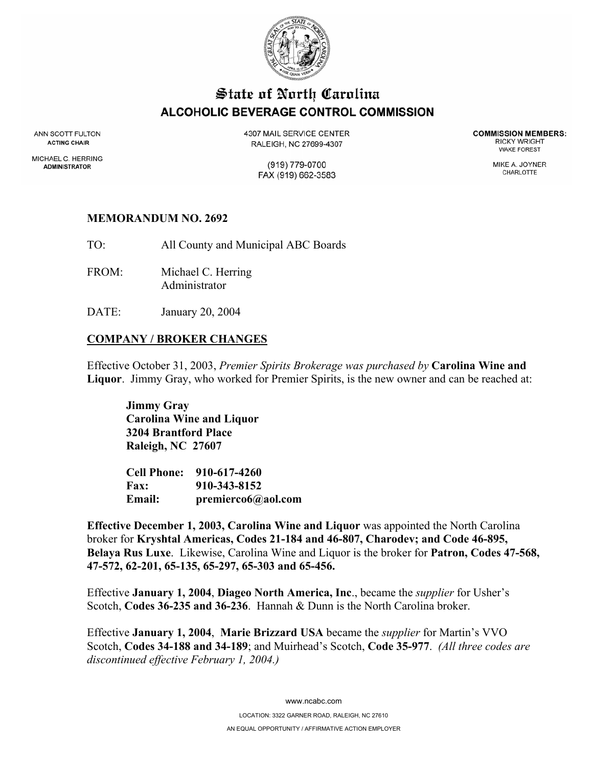# State of North Carolina

## ALCOHOLIC BEVERAGE CONTROL COMMISSION

ANN SCOTT FULTON
**ACTING CHAIR**

MICHAEL C. HERRING
**ADMINISTRATOR**

4307 MAIL SERVICE CENTER
RALEIGH, NC 27699-4307

(919) 779-0700
FAX (919) 662-3583

**COMMISSION MEMBERS:**
RICKY WRIGHT
WAKE FOREST

MIKE A. JOYNER
CHARLOTTE

**MEMORANDUM NO. 2692**

TO: All County and Municipal ABC Boards

FROM: Michael C. Herring
Administrator

DATE: January 20, 2004

**COMPANY / BROKER CHANGES**

Effective October 31, 2003, *Premier Spirits Brokerage was purchased by* **Carolina Wine and Liquor**. Jimmy Gray, who worked for Premier Spirits, is the new owner and can be reached at:

**Jimmy Gray**
**Carolina Wine and Liquor**
**3204 Brantford Place**
**Raleigh, NC 27607**

**Cell Phone: 910-617-4260**
**Fax: 910-343-8152**
**Email: premierco6@aol.com**

**Effective December 1, 2003, Carolina Wine and Liquor** was appointed the North Carolina broker for **Kryshtal Americas, Codes 21-184 and 46-807, Charodev; and Code 46-895, Belaya Rus Luxe**. Likewise, Carolina Wine and Liquor is the broker for **Patron, Codes 47-568, 47-572, 62-201, 65-135, 65-297, 65-303 and 65-456.**

Effective **January 1, 2004**, **Diageo North America, Inc**., became the *supplier* for Usher's Scotch, **Codes 36-235 and 36-236**. Hannah & Dunn is the North Carolina broker.

Effective **January 1, 2004**, **Marie Brizzard USA** became the *supplier* for Martin's VVO Scotch, **Codes 34-188 and 34-189**; and Muirhead's Scotch, **Code 35-977**. *(All three codes are discontinued effective February 1, 2004.)*

www.ncabc.com

LOCATION: 3322 GARNER ROAD, RALEIGH, NC 27610

AN EQUAL OPPORTUNITY / AFFIRMATIVE ACTION EMPLOYER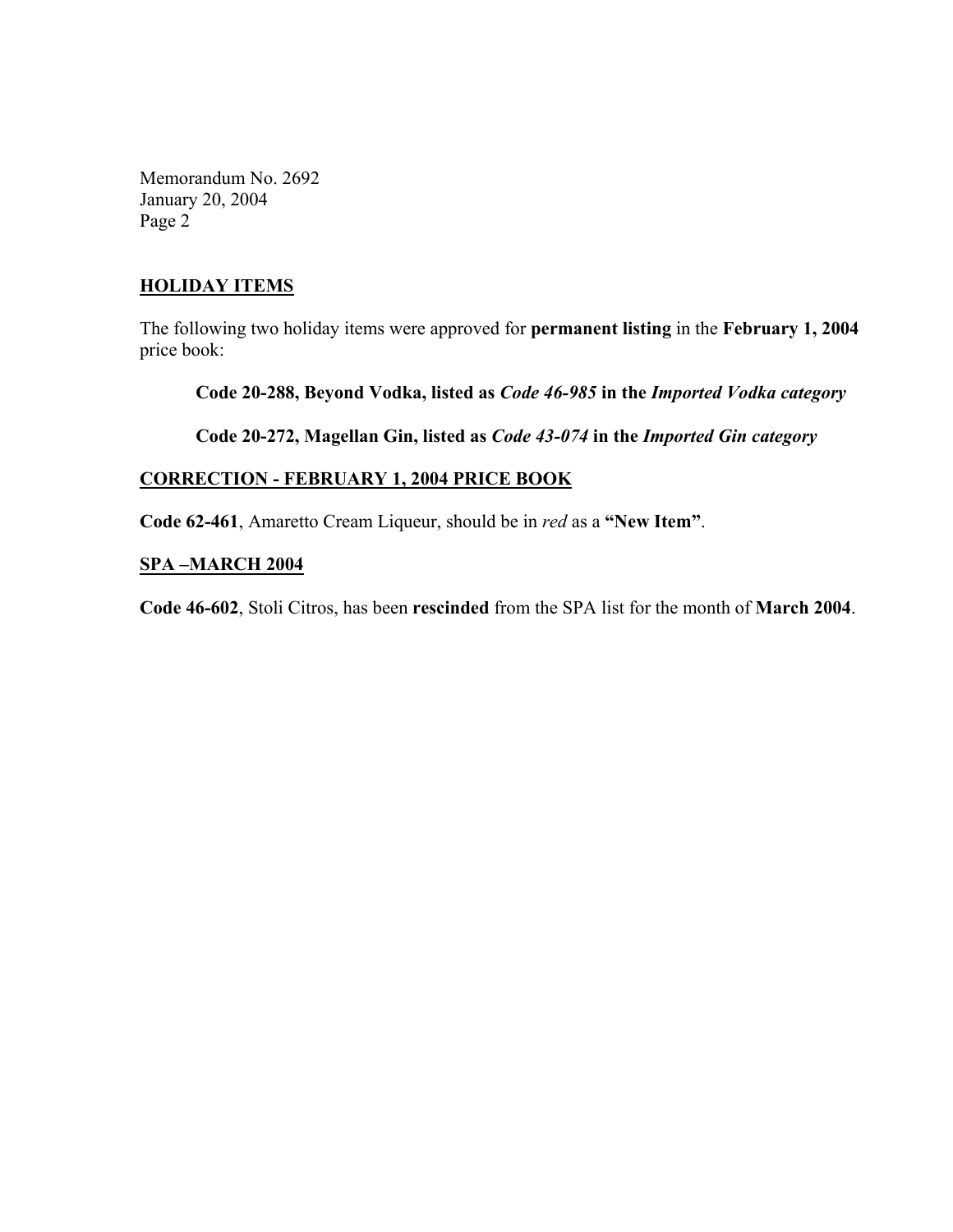## HOLIDAY ITEMS

The following two holiday items were approved for **permanent listing** in the **February 1, 2004** price book:

> **Code 20-288, Beyond Vodka, listed as *Code 46-985* in the *Imported Vodka category***
>
> **Code 20-272, Magellan Gin, listed as *Code 43-074* in the *Imported Gin category***

## CORRECTION - FEBRUARY 1, 2004 PRICE BOOK

**Code 62-461**, Amaretto Cream Liqueur, should be in *red* as a **"New Item"**.

## SPA –MARCH 2004

**Code 46-602**, Stoli Citros, has been **rescinded** from the SPA list for the month of **March 2004**.